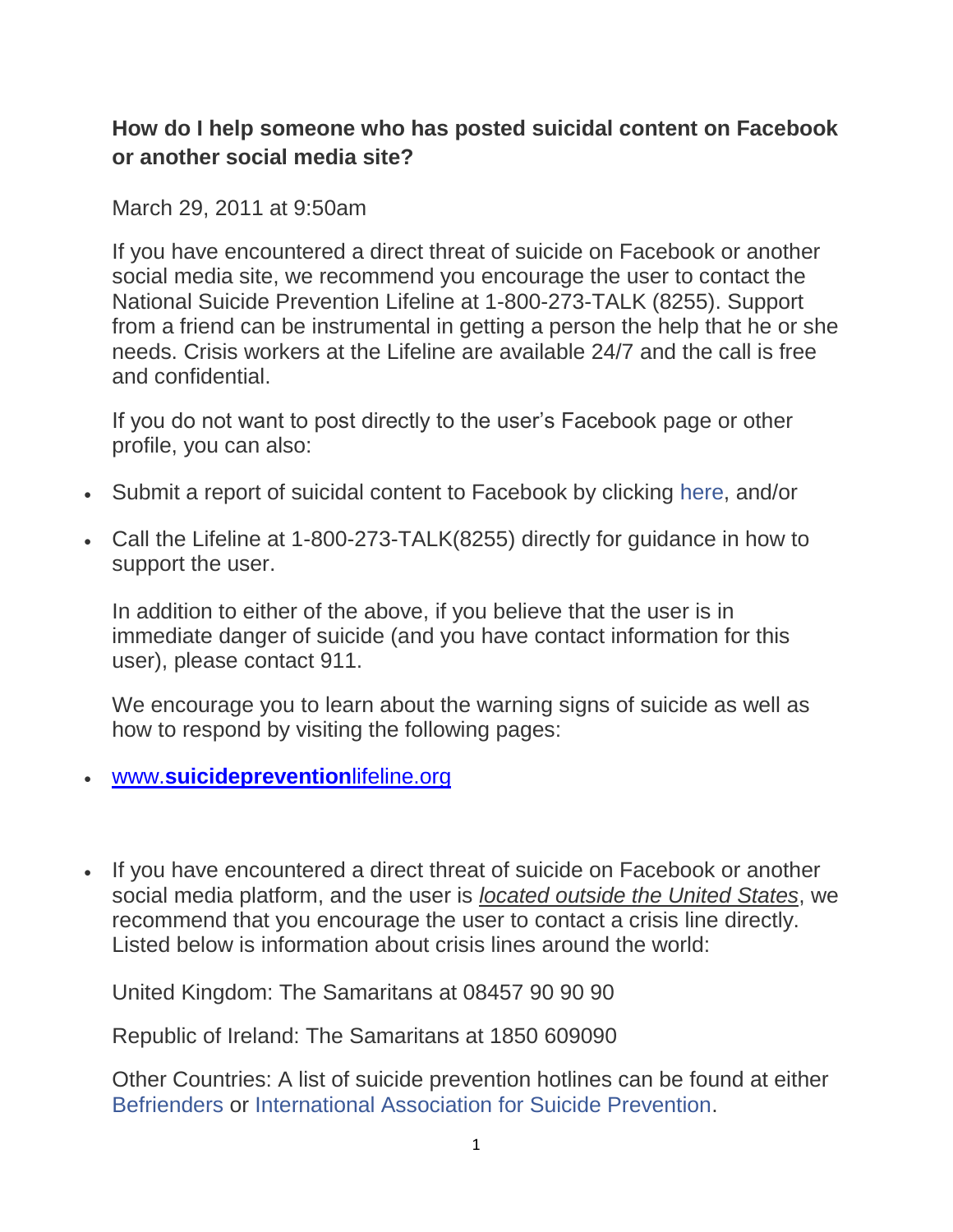**How do I help someone who has posted suicidal content on Facebook or another social media site?**

March 29, 2011 at 9:50am

If you have encountered a direct threat of suicide on Facebook or another social media site, we recommend you encourage the user to contact the National Suicide Prevention Lifeline at 1-800-273-TALK (8255). Support from a friend can be instrumental in getting a person the help that he or she needs. Crisis workers at the Lifeline are available 24/7 and the call is free and confidential.

If you do not want to post directly to the user's Facebook page or other profile, you can also:

- Submit a report of suicidal content to Facebook by clicking here, and/or
- Call the Lifeline at 1-800-273-TALK(8255) directly for guidance in how to support the user.

In addition to either of the above, if you believe that the user is in immediate danger of suicide (and you have contact information for this user), please contact 911.

We encourage you to learn about the warning signs of suicide as well as how to respond by visiting the following pages:

- www.**suicideprevention**lifeline.org

- If you have encountered a direct threat of suicide on Facebook or another social media platform, and the user is *located outside the United States*, we recommend that you encourage the user to contact a crisis line directly. Listed below is information about crisis lines around the world:

  United Kingdom: The Samaritans at 08457 90 90 90

  Republic of Ireland: The Samaritans at 1850 609090

  Other Countries: A list of suicide prevention hotlines can be found at either Befrienders or International Association for Suicide Prevention.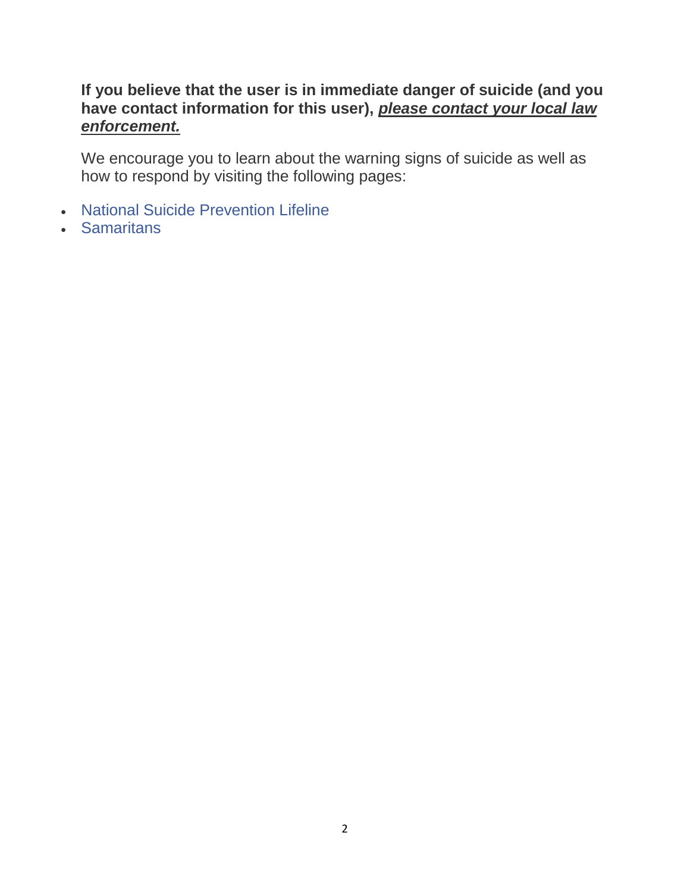**If you believe that the user is in immediate danger of suicide (and you have contact information for this user), *please contact your local law enforcement.***

We encourage you to learn about the warning signs of suicide as well as how to respond by visiting the following pages:

- National Suicide Prevention Lifeline
- Samaritans